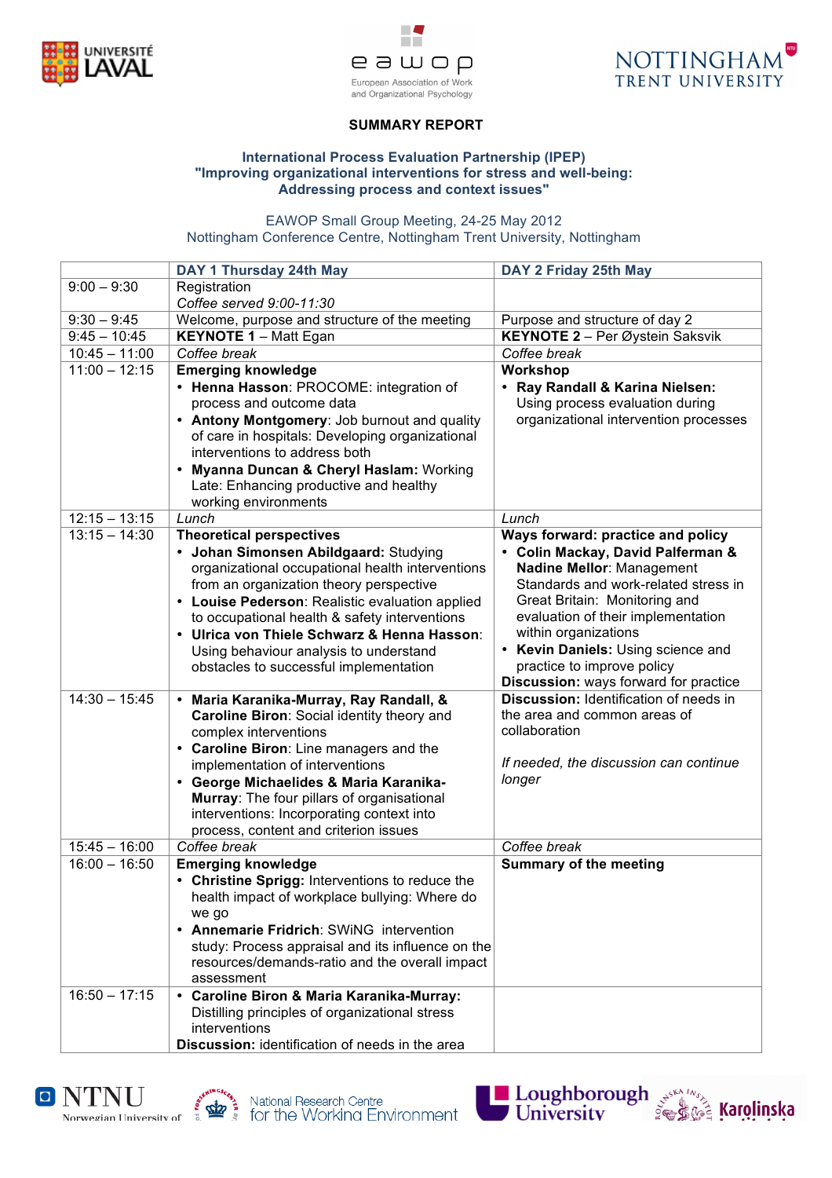UNIVERSITÉ LAVAL

eawop
European Association of Work and Organizational Psychology

NOTTINGHAM TRENT UNIVERSITY

## SUMMARY REPORT

### International Process Evaluation Partnership (IPEP)
### "Improving organizational interventions for stress and well-being: Addressing process and context issues"

EAWOP Small Group Meeting, 24-25 May 2012
Nottingham Conference Centre, Nottingham Trent University, Nottingham

| | DAY 1 Thursday 24th May | DAY 2 Friday 25th May |
|---|---|---|
| 9:00 – 9:30 | Registration<br>*Coffee served 9:00-11:30* | |
| 9:30 – 9:45 | Welcome, purpose and structure of the meeting | Purpose and structure of day 2 |
| 9:45 – 10:45 | **KEYNOTE 1** – Matt Egan | **KEYNOTE 2** – Per Øystein Saksvik |
| 10:45 – 11:00 | *Coffee break* | *Coffee break* |
| 11:00 – 12:15 | **Emerging knowledge**<br>• **Henna Hasson**: PROCOME: integration of process and outcome data<br>• **Antony Montgomery**: Job burnout and quality of care in hospitals: Developing organizational interventions to address both<br>• **Myanna Duncan & Cheryl Haslam:** Working Late: Enhancing productive and healthy working environments | **Workshop**<br>• **Ray Randall & Karina Nielsen:** Using process evaluation during organizational intervention processes |
| 12:15 – 13:15 | *Lunch* | *Lunch* |
| 13:15 – 14:30 | **Theoretical perspectives**<br>• **Johan Simonsen Abildgaard:** Studying organizational occupational health interventions from an organization theory perspective<br>• **Louise Pederson**: Realistic evaluation applied to occupational health & safety interventions<br>• **Ulrica von Thiele Schwarz & Henna Hasson**: Using behaviour analysis to understand obstacles to successful implementation | **Ways forward: practice and policy**<br>• **Colin Mackay, David Palferman & Nadine Mellor**: Management Standards and work-related stress in Great Britain: Monitoring and evaluation of their implementation within organizations<br>• **Kevin Daniels:** Using science and practice to improve policy<br>**Discussion:** ways forward for practice |
| 14:30 – 15:45 | • **Maria Karanika-Murray, Ray Randall, & Caroline Biron**: Social identity theory and complex interventions<br>• **Caroline Biron**: Line managers and the implementation of interventions<br>• **George Michaelides & Maria Karanika-Murray**: The four pillars of organisational interventions: Incorporating context into process, content and criterion issues | **Discussion:** Identification of needs in the area and common areas of collaboration<br><br>*If needed, the discussion can continue longer* |
| 15:45 – 16:00 | *Coffee break* | *Coffee break* |
| 16:00 – 16:50 | **Emerging knowledge**<br>• **Christine Sprigg:** Interventions to reduce the health impact of workplace bullying: Where do we go<br>• **Annemarie Fridrich**: SWiNG intervention study: Process appraisal and its influence on the resources/demands-ratio and the overall impact assessment | **Summary of the meeting** |
| 16:50 – 17:15 | • **Caroline Biron & Maria Karanika-Murray:** Distilling principles of organizational stress interventions<br>**Discussion:** identification of needs in the area | |

NTNU Norwegian University of Science and Technology · National Research Centre for the Working Environment · Loughborough University · Karolinska Institutet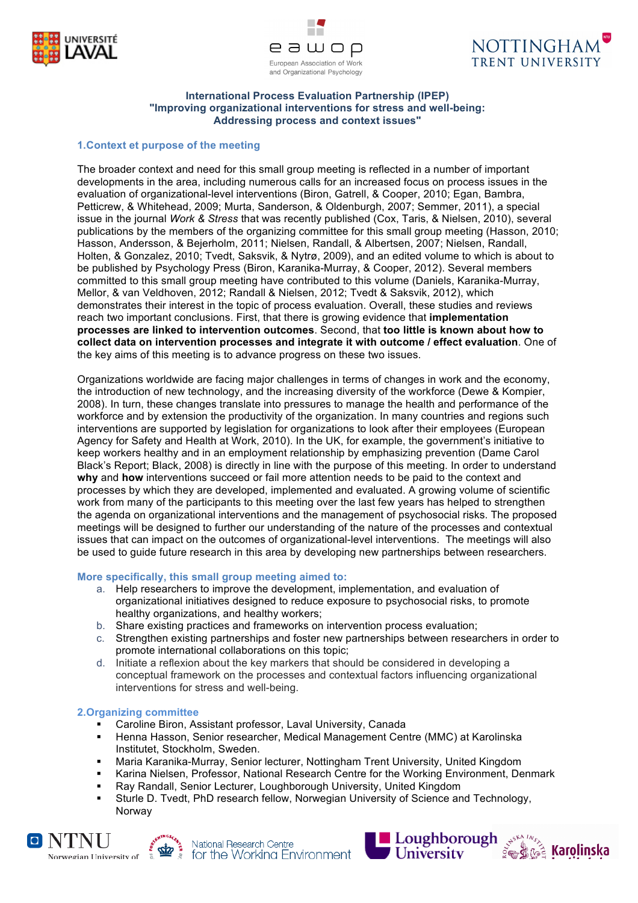**International Process Evaluation Partnership (IPEP)**
**"Improving organizational interventions for stress and well-being: Addressing process and context issues"**

## 1.Context et purpose of the meeting

The broader context and need for this small group meeting is reflected in a number of important developments in the area, including numerous calls for an increased focus on process issues in the evaluation of organizational-level interventions (Biron, Gatrell, & Cooper, 2010; Egan, Bambra, Petticrew, & Whitehead, 2009; Murta, Sanderson, & Oldenburgh, 2007; Semmer, 2011), a special issue in the journal *Work & Stress* that was recently published (Cox, Taris, & Nielsen, 2010), several publications by the members of the organizing committee for this small group meeting (Hasson, 2010; Hasson, Andersson, & Bejerholm, 2011; Nielsen, Randall, & Albertsen, 2007; Nielsen, Randall, Holten, & Gonzalez, 2010; Tvedt, Saksvik, & Nytrø, 2009), and an edited volume to which is about to be published by Psychology Press (Biron, Karanika-Murray, & Cooper, 2012). Several members committed to this small group meeting have contributed to this volume (Daniels, Karanika-Murray, Mellor, & van Veldhoven, 2012; Randall & Nielsen, 2012; Tvedt & Saksvik, 2012), which demonstrates their interest in the topic of process evaluation. Overall, these studies and reviews reach two important conclusions. First, that there is growing evidence that **implementation processes are linked to intervention outcomes**. Second, that **too little is known about how to collect data on intervention processes and integrate it with outcome / effect evaluation**. One of the key aims of this meeting is to advance progress on these two issues.

Organizations worldwide are facing major challenges in terms of changes in work and the economy, the introduction of new technology, and the increasing diversity of the workforce (Dewe & Kompier, 2008). In turn, these changes translate into pressures to manage the health and performance of the workforce and by extension the productivity of the organization. In many countries and regions such interventions are supported by legislation for organizations to look after their employees (European Agency for Safety and Health at Work, 2010). In the UK, for example, the government's initiative to keep workers healthy and in an employment relationship by emphasizing prevention (Dame Carol Black's Report; Black, 2008) is directly in line with the purpose of this meeting. In order to understand **why** and **how** interventions succeed or fail more attention needs to be paid to the context and processes by which they are developed, implemented and evaluated. A growing volume of scientific work from many of the participants to this meeting over the last few years has helped to strengthen the agenda on organizational interventions and the management of psychosocial risks. The proposed meetings will be designed to further our understanding of the nature of the processes and contextual issues that can impact on the outcomes of organizational-level interventions. The meetings will also be used to guide future research in this area by developing new partnerships between researchers.

### More specifically, this small group meeting aimed to:

a. Help researchers to improve the development, implementation, and evaluation of organizational initiatives designed to reduce exposure to psychosocial risks, to promote healthy organizations, and healthy workers;
b. Share existing practices and frameworks on intervention process evaluation;
c. Strengthen existing partnerships and foster new partnerships between researchers in order to promote international collaborations on this topic;
d. Initiate a reflexion about the key markers that should be considered in developing a conceptual framework on the processes and contextual factors influencing organizational interventions for stress and well-being.

## 2.Organizing committee

- Caroline Biron, Assistant professor, Laval University, Canada
- Henna Hasson, Senior researcher, Medical Management Centre (MMC) at Karolinska Institutet, Stockholm, Sweden.
- Maria Karanika-Murray, Senior lecturer, Nottingham Trent University, United Kingdom
- Karina Nielsen, Professor, National Research Centre for the Working Environment, Denmark
- Ray Randall, Senior Lecturer, Loughborough University, United Kingdom
- Sturle D. Tvedt, PhD research fellow, Norwegian University of Science and Technology, Norway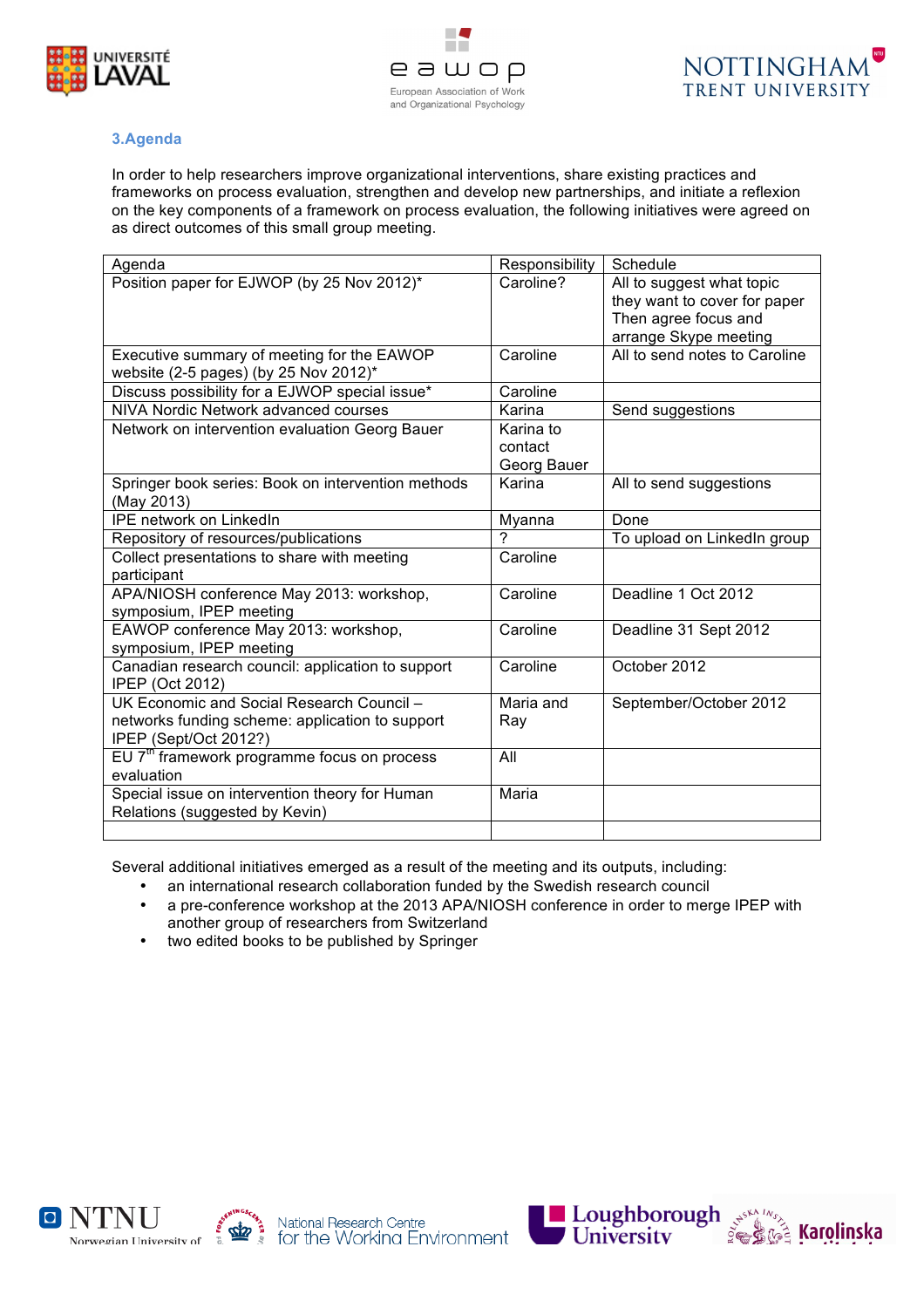## 3.Agenda

In order to help researchers improve organizational interventions, share existing practices and frameworks on process evaluation, strengthen and develop new partnerships, and initiate a reflexion on the key components of a framework on process evaluation, the following initiatives were agreed on as direct outcomes of this small group meeting.

| Agenda | Responsibility | Schedule |
|---|---|---|
| Position paper for EJWOP (by 25 Nov 2012)* | Caroline? | All to suggest what topic they want to cover for paper Then agree focus and arrange Skype meeting |
| Executive summary of meeting for the EAWOP website (2-5 pages) (by 25 Nov 2012)* | Caroline | All to send notes to Caroline |
| Discuss possibility for a EJWOP special issue* | Caroline | |
| NIVA Nordic Network advanced courses | Karina | Send suggestions |
| Network on intervention evaluation Georg Bauer | Karina to contact Georg Bauer | |
| Springer book series: Book on intervention methods (May 2013) | Karina | All to send suggestions |
| IPE network on LinkedIn | Myanna | Done |
| Repository of resources/publications | ? | To upload on LinkedIn group |
| Collect presentations to share with meeting participant | Caroline | |
| APA/NIOSH conference May 2013: workshop, symposium, IPEP meeting | Caroline | Deadline 1 Oct 2012 |
| EAWOP conference May 2013: workshop, symposium, IPEP meeting | Caroline | Deadline 31 Sept 2012 |
| Canadian research council: application to support IPEP (Oct 2012) | Caroline | October 2012 |
| UK Economic and Social Research Council – networks funding scheme: application to support IPEP (Sept/Oct 2012?) | Maria and Ray | September/October 2012 |
| EU 7th framework programme focus on process evaluation | All | |
| Special issue on intervention theory for Human Relations (suggested by Kevin) | Maria | |
| | | |

Several additional initiatives emerged as a result of the meeting and its outputs, including:

- an international research collaboration funded by the Swedish research council
- a pre-conference workshop at the 2013 APA/NIOSH conference in order to merge IPEP with another group of researchers from Switzerland
- two edited books to be published by Springer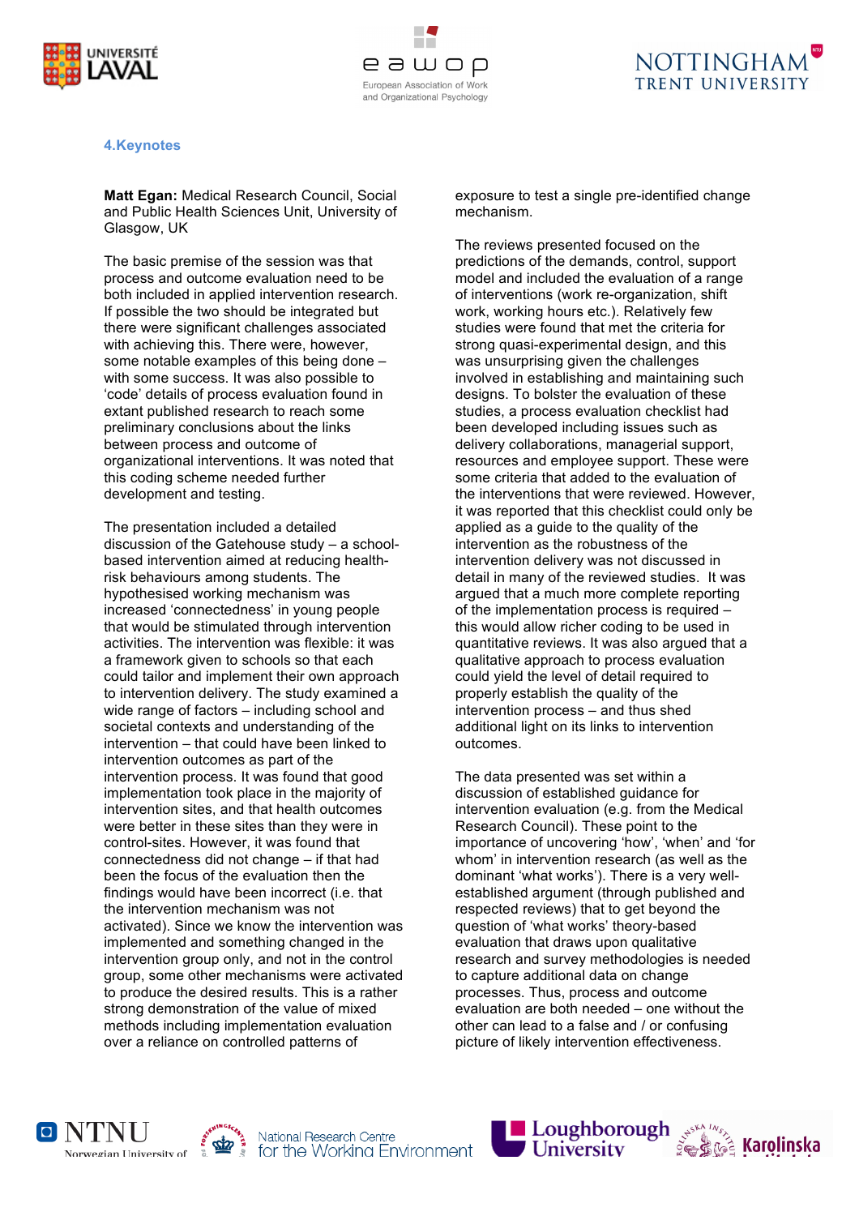## 4.Keynotes

**Matt Egan:** Medical Research Council, Social and Public Health Sciences Unit, University of Glasgow, UK

The basic premise of the session was that process and outcome evaluation need to be both included in applied intervention research. If possible the two should be integrated but there were significant challenges associated with achieving this. There were, however, some notable examples of this being done – with some success. It was also possible to 'code' details of process evaluation found in extant published research to reach some preliminary conclusions about the links between process and outcome of organizational interventions. It was noted that this coding scheme needed further development and testing.

The presentation included a detailed discussion of the Gatehouse study – a school-based intervention aimed at reducing health-risk behaviours among students. The hypothesised working mechanism was increased 'connectedness' in young people that would be stimulated through intervention activities. The intervention was flexible: it was a framework given to schools so that each could tailor and implement their own approach to intervention delivery. The study examined a wide range of factors – including school and societal contexts and understanding of the intervention – that could have been linked to intervention outcomes as part of the intervention process. It was found that good implementation took place in the majority of intervention sites, and that health outcomes were better in these sites than they were in control-sites. However, it was found that connectedness did not change – if that had been the focus of the evaluation then the findings would have been incorrect (i.e. that the intervention mechanism was not activated). Since we know the intervention was implemented and something changed in the intervention group only, and not in the control group, some other mechanisms were activated to produce the desired results. This is a rather strong demonstration of the value of mixed methods including implementation evaluation over a reliance on controlled patterns of exposure to test a single pre-identified change mechanism.

The reviews presented focused on the predictions of the demands, control, support model and included the evaluation of a range of interventions (work re-organization, shift work, working hours etc.). Relatively few studies were found that met the criteria for strong quasi-experimental design, and this was unsurprising given the challenges involved in establishing and maintaining such designs. To bolster the evaluation of these studies, a process evaluation checklist had been developed including issues such as delivery collaborations, managerial support, resources and employee support. These were some criteria that added to the evaluation of the interventions that were reviewed. However, it was reported that this checklist could only be applied as a guide to the quality of the intervention as the robustness of the intervention delivery was not discussed in detail in many of the reviewed studies. It was argued that a much more complete reporting of the implementation process is required – this would allow richer coding to be used in quantitative reviews. It was also argued that a qualitative approach to process evaluation could yield the level of detail required to properly establish the quality of the intervention process – and thus shed additional light on its links to intervention outcomes.

The data presented was set within a discussion of established guidance for intervention evaluation (e.g. from the Medical Research Council). These point to the importance of uncovering 'how', 'when' and 'for whom' in intervention research (as well as the dominant 'what works'). There is a very well-established argument (through published and respected reviews) that to get beyond the question of 'what works' theory-based evaluation that draws upon qualitative research and survey methodologies is needed to capture additional data on change processes. Thus, process and outcome evaluation are both needed – one without the other can lead to a false and / or confusing picture of likely intervention effectiveness.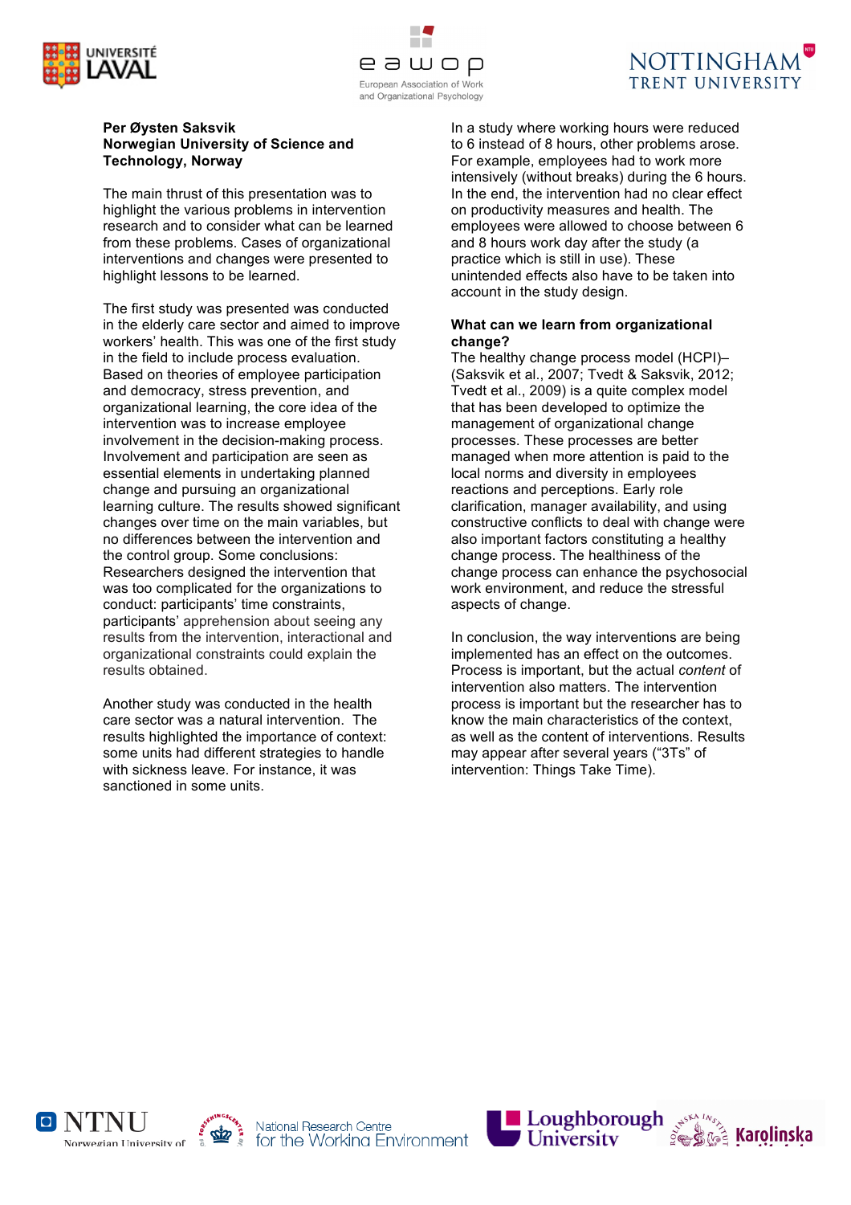**Per Øysten Saksvik**
**Norwegian University of Science and Technology, Norway**

The main thrust of this presentation was to highlight the various problems in intervention research and to consider what can be learned from these problems. Cases of organizational interventions and changes were presented to highlight lessons to be learned.

The first study was presented was conducted in the elderly care sector and aimed to improve workers' health. This was one of the first study in the field to include process evaluation. Based on theories of employee participation and democracy, stress prevention, and organizational learning, the core idea of the intervention was to increase employee involvement in the decision-making process. Involvement and participation are seen as essential elements in undertaking planned change and pursuing an organizational learning culture. The results showed significant changes over time on the main variables, but no differences between the intervention and the control group. Some conclusions: Researchers designed the intervention that was too complicated for the organizations to conduct: participants' time constraints, participants' apprehension about seeing any results from the intervention, interactional and organizational constraints could explain the results obtained.

Another study was conducted in the health care sector was a natural intervention. The results highlighted the importance of context: some units had different strategies to handle with sickness leave. For instance, it was sanctioned in some units.

In a study where working hours were reduced to 6 instead of 8 hours, other problems arose. For example, employees had to work more intensively (without breaks) during the 6 hours. In the end, the intervention had no clear effect on productivity measures and health. The employees were allowed to choose between 6 and 8 hours work day after the study (a practice which is still in use). These unintended effects also have to be taken into account in the study design.

**What can we learn from organizational change?**

The healthy change process model (HCPI)– (Saksvik et al., 2007; Tvedt & Saksvik, 2012; Tvedt et al., 2009) is a quite complex model that has been developed to optimize the management of organizational change processes. These processes are better managed when more attention is paid to the local norms and diversity in employees reactions and perceptions. Early role clarification, manager availability, and using constructive conflicts to deal with change were also important factors constituting a healthy change process. The healthiness of the change process can enhance the psychosocial work environment, and reduce the stressful aspects of change.

In conclusion, the way interventions are being implemented has an effect on the outcomes. Process is important, but the actual *content* of intervention also matters. The intervention process is important but the researcher has to know the main characteristics of the context, as well as the content of interventions. Results may appear after several years ("3Ts" of intervention: Things Take Time).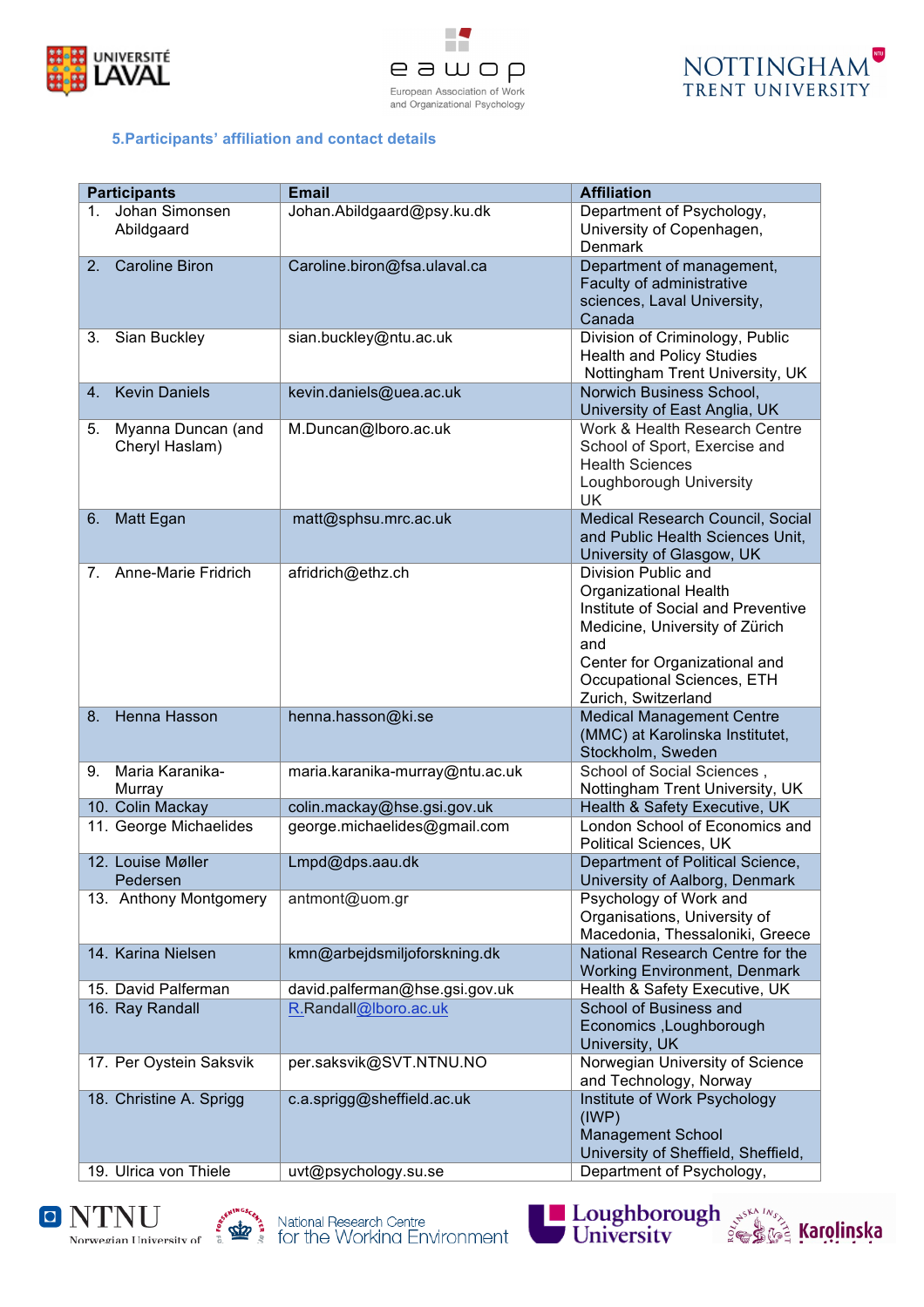## 5. Participants' affiliation and contact details

| Participants | Email | Affiliation |
|---|---|---|
| 1. Johan Simonsen Abildgaard | Johan.Abildgaard@psy.ku.dk | Department of Psychology, University of Copenhagen, Denmark |
| 2. Caroline Biron | Caroline.biron@fsa.ulaval.ca | Department of management, Faculty of administrative sciences, Laval University, Canada |
| 3. Sian Buckley | sian.buckley@ntu.ac.uk | Division of Criminology, Public Health and Policy Studies Nottingham Trent University, UK |
| 4. Kevin Daniels | kevin.daniels@uea.ac.uk | Norwich Business School, University of East Anglia, UK |
| 5. Myanna Duncan (and Cheryl Haslam) | M.Duncan@lboro.ac.uk | Work & Health Research Centre School of Sport, Exercise and Health Sciences Loughborough University UK |
| 6. Matt Egan | matt@sphsu.mrc.ac.uk | Medical Research Council, Social and Public Health Sciences Unit, University of Glasgow, UK |
| 7. Anne-Marie Fridrich | afridrich@ethz.ch | Division Public and Organizational Health Institute of Social and Preventive Medicine, University of Zürich and Center for Organizational and Occupational Sciences, ETH Zurich, Switzerland |
| 8. Henna Hasson | henna.hasson@ki.se | Medical Management Centre (MMC) at Karolinska Institutet, Stockholm, Sweden |
| 9. Maria Karanika-Murray | maria.karanika-murray@ntu.ac.uk | School of Social Sciences , Nottingham Trent University, UK |
| 10. Colin Mackay | colin.mackay@hse.gsi.gov.uk | Health & Safety Executive, UK |
| 11. George Michaelides | george.michaelides@gmail.com | London School of Economics and Political Sciences, UK |
| 12. Louise Møller Pedersen | Lmpd@dps.aau.dk | Department of Political Science, University of Aalborg, Denmark |
| 13. Anthony Montgomery | antmont@uom.gr | Psychology of Work and Organisations, University of Macedonia, Thessaloniki, Greece |
| 14. Karina Nielsen | kmn@arbejdsmiljoforskning.dk | National Research Centre for the Working Environment, Denmark |
| 15. David Palferman | david.palferman@hse.gsi.gov.uk | Health & Safety Executive, UK |
| 16. Ray Randall | R.Randall@lboro.ac.uk | School of Business and Economics ,Loughborough University, UK |
| 17. Per Oystein Saksvik | per.saksvik@SVT.NTNU.NO | Norwegian University of Science and Technology, Norway |
| 18. Christine A. Sprigg | c.a.sprigg@sheffield.ac.uk | Institute of Work Psychology (IWP) Management School University of Sheffield, Sheffield, |
| 19. Ulrica von Thiele | uvt@psychology.su.se | Department of Psychology, |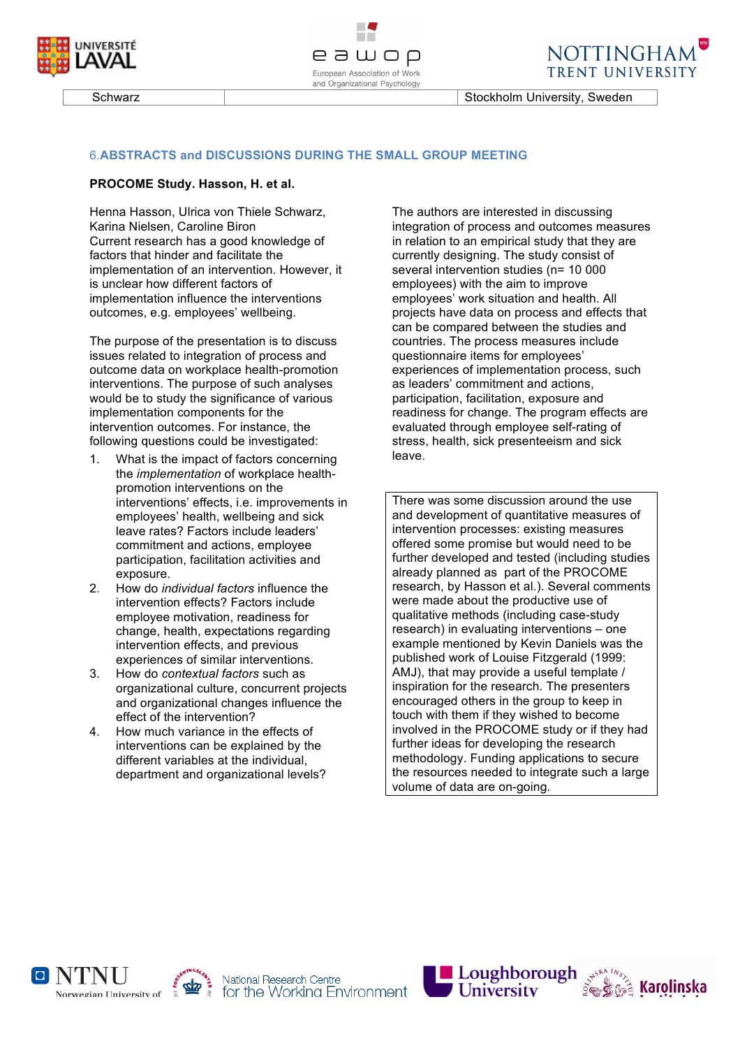## 6. ABSTRACTS and DISCUSSIONS DURING THE SMALL GROUP MEETING

**PROCOME Study. Hasson, H. et al.**

Henna Hasson, Ulrica von Thiele Schwarz, Karina Nielsen, Caroline Biron
Current research has a good knowledge of factors that hinder and facilitate the implementation of an intervention. However, it is unclear how different factors of implementation influence the interventions outcomes, e.g. employees' wellbeing.

The purpose of the presentation is to discuss issues related to integration of process and outcome data on workplace health-promotion interventions. The purpose of such analyses would be to study the significance of various implementation components for the intervention outcomes. For instance, the following questions could be investigated:

1. What is the impact of factors concerning the *implementation* of workplace health-promotion interventions on the interventions' effects, i.e. improvements in employees' health, wellbeing and sick leave rates? Factors include leaders' commitment and actions, employee participation, facilitation activities and exposure.
2. How do *individual factors* influence the intervention effects? Factors include employee motivation, readiness for change, health, expectations regarding intervention effects, and previous experiences of similar interventions.
3. How do *contextual factors* such as organizational culture, concurrent projects and organizational changes influence the effect of the intervention?
4. How much variance in the effects of interventions can be explained by the different variables at the individual, department and organizational levels?

The authors are interested in discussing integration of process and outcomes measures in relation to an empirical study that they are currently designing. The study consist of several intervention studies (n= 10 000 employees) with the aim to improve employees' work situation and health. All projects have data on process and effects that can be compared between the studies and countries. The process measures include questionnaire items for employees' experiences of implementation process, such as leaders' commitment and actions, participation, facilitation, exposure and readiness for change. The program effects are evaluated through employee self-rating of stress, health, sick presenteeism and sick leave.

There was some discussion around the use and development of quantitative measures of intervention processes: existing measures offered some promise but would need to be further developed and tested (including studies already planned as part of the PROCOME research, by Hasson et al.). Several comments were made about the productive use of qualitative methods (including case-study research) in evaluating interventions – one example mentioned by Kevin Daniels was the published work of Louise Fitzgerald (1999: AMJ), that may provide a useful template / inspiration for the research. The presenters encouraged others in the group to keep in touch with them if they wished to become involved in the PROCOME study or if they had further ideas for developing the research methodology. Funding applications to secure the resources needed to integrate such a large volume of data are on-going.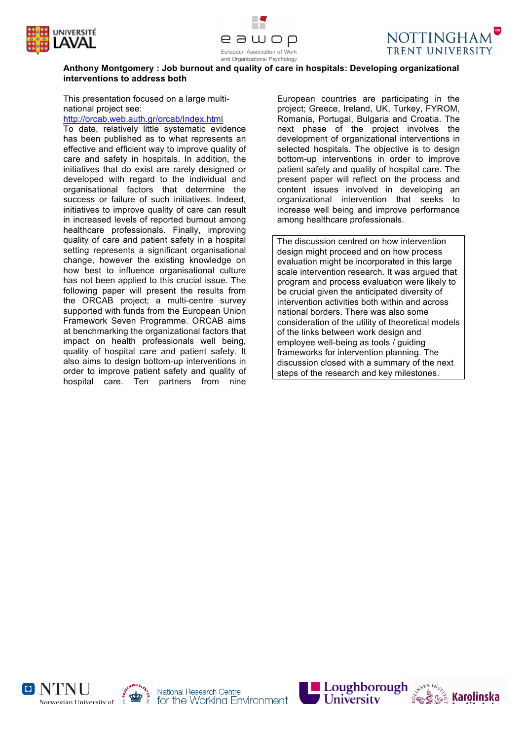**Anthony Montgomery : Job burnout and quality of care in hospitals: Developing organizational interventions to address both**

This presentation focused on a large multi-national project see: http://orcab.web.auth.gr/orcab/Index.html

To date, relatively little systematic evidence has been published as to what represents an effective and efficient way to improve quality of care and safety in hospitals. In addition, the initiatives that do exist are rarely designed or developed with regard to the individual and organisational factors that determine the success or failure of such initiatives. Indeed, initiatives to improve quality of care can result in increased levels of reported burnout among healthcare professionals. Finally, improving quality of care and patient safety in a hospital setting represents a significant organisational change, however the existing knowledge on how best to influence organisational culture has not been applied to this crucial issue. The following paper will present the results from the ORCAB project; a multi-centre survey supported with funds from the European Union Framework Seven Programme. ORCAB aims at benchmarking the organizational factors that impact on health professionals well being, quality of hospital care and patient safety. It also aims to design bottom-up interventions in order to improve patient safety and quality of hospital care. Ten partners from nine European countries are participating in the project; Greece, Ireland, UK, Turkey, FYROM, Romania, Portugal, Bulgaria and Croatia. The next phase of the project involves the development of organizational interventions in selected hospitals. The objective is to design bottom-up interventions in order to improve patient safety and quality of hospital care. The present paper will reflect on the process and content issues involved in developing an organizational intervention that seeks to increase well being and improve performance among healthcare professionals.

The discussion centred on how intervention design might proceed and on how process evaluation might be incorporated in this large scale intervention research. It was argued that program and process evaluation were likely to be crucial given the anticipated diversity of intervention activities both within and across national borders. There was also some consideration of the utility of theoretical models of the links between work design and employee well-being as tools / guiding frameworks for intervention planning. The discussion closed with a summary of the next steps of the research and key milestones.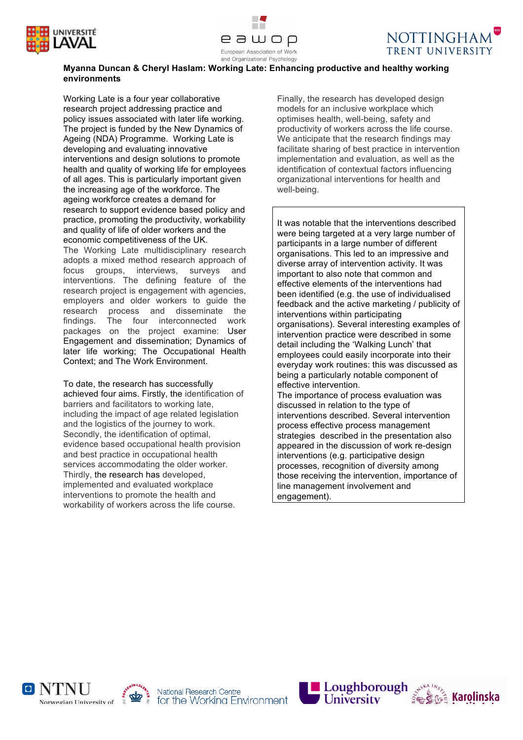**Myanna Duncan & Cheryl Haslam: Working Late: Enhancing productive and healthy working environments**

Working Late is a four year collaborative research project addressing practice and policy issues associated with later life working. The project is funded by the New Dynamics of Ageing (NDA) Programme. Working Late is developing and evaluating innovative interventions and design solutions to promote health and quality of working life for employees of all ages. This is particularly important given the increasing age of the workforce. The ageing workforce creates a demand for research to support evidence based policy and practice, promoting the productivity, workability and quality of life of older workers and the economic competitiveness of the UK.
The Working Late multidisciplinary research adopts a mixed method research approach of focus groups, interviews, surveys and interventions. The defining feature of the research project is engagement with agencies, employers and older workers to guide the research process and disseminate the findings. The four interconnected work packages on the project examine: User Engagement and dissemination; Dynamics of later life working; The Occupational Health Context; and The Work Environment.

To date, the research has successfully achieved four aims. Firstly, the identification of barriers and facilitators to working late, including the impact of age related legislation and the logistics of the journey to work. Secondly, the identification of optimal, evidence based occupational health provision and best practice in occupational health services accommodating the older worker. Thirdly, the research has developed, implemented and evaluated workplace interventions to promote the health and workability of workers across the life course.

Finally, the research has developed design models for an inclusive workplace which optimises health, well-being, safety and productivity of workers across the life course. We anticipate that the research findings may facilitate sharing of best practice in intervention implementation and evaluation, as well as the identification of contextual factors influencing organizational interventions for health and well-being.

It was notable that the interventions described were being targeted at a very large number of participants in a large number of different organisations. This led to an impressive and diverse array of intervention activity. It was important to also note that common and effective elements of the interventions had been identified (e.g. the use of individualised feedback and the active marketing / publicity of interventions within participating organisations). Several interesting examples of intervention practice were described in some detail including the 'Walking Lunch' that employees could easily incorporate into their everyday work routines: this was discussed as being a particularly notable component of effective intervention.
The importance of process evaluation was discussed in relation to the type of interventions described. Several intervention process effective process management strategies described in the presentation also appeared in the discussion of work re-design interventions (e.g. participative design processes, recognition of diversity among those receiving the intervention, importance of line management involvement and engagement).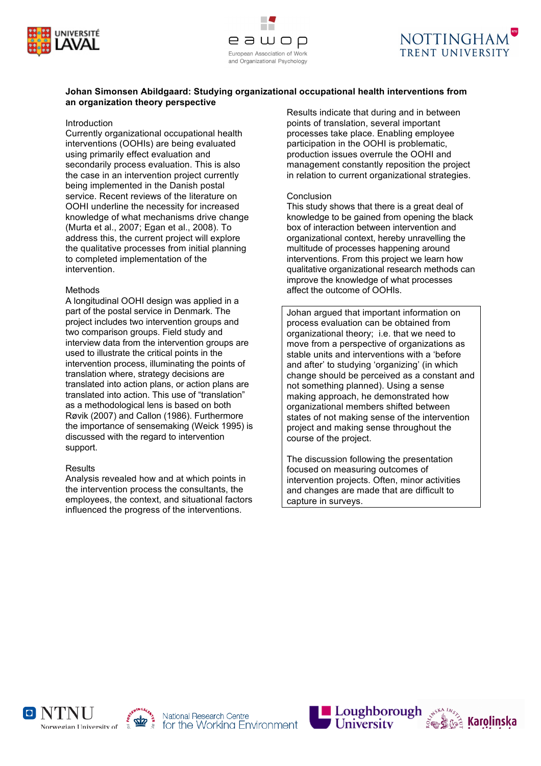**Johan Simonsen Abildgaard: Studying organizational occupational health interventions from an organization theory perspective**

Introduction

Currently organizational occupational health interventions (OOHIs) are being evaluated using primarily effect evaluation and secondarily process evaluation. This is also the case in an intervention project currently being implemented in the Danish postal service. Recent reviews of the literature on OOHI underline the necessity for increased knowledge of what mechanisms drive change (Murta et al., 2007; Egan et al., 2008). To address this, the current project will explore the qualitative processes from initial planning to completed implementation of the intervention.

Methods

A longitudinal OOHI design was applied in a part of the postal service in Denmark. The project includes two intervention groups and two comparison groups. Field study and interview data from the intervention groups are used to illustrate the critical points in the intervention process, illuminating the points of translation where, strategy decisions are translated into action plans, or action plans are translated into action. This use of "translation" as a methodological lens is based on both Røvik (2007) and Callon (1986). Furthermore the importance of sensemaking (Weick 1995) is discussed with the regard to intervention support.

Results

Analysis revealed how and at which points in the intervention process the consultants, the employees, the context, and situational factors influenced the progress of the interventions. Results indicate that during and in between points of translation, several important processes take place. Enabling employee participation in the OOHI is problematic, production issues overrule the OOHI and management constantly reposition the project in relation to current organizational strategies.

Conclusion

This study shows that there is a great deal of knowledge to be gained from opening the black box of interaction between intervention and organizational context, hereby unravelling the multitude of processes happening around interventions. From this project we learn how qualitative organizational research methods can improve the knowledge of what processes affect the outcome of OOHIs.

Johan argued that important information on process evaluation can be obtained from organizational theory; i.e. that we need to move from a perspective of organizations as stable units and interventions with a 'before and after' to studying 'organizing' (in which change should be perceived as a constant and not something planned). Using a sense making approach, he demonstrated how organizational members shifted between states of not making sense of the intervention project and making sense throughout the course of the project.

The discussion following the presentation focused on measuring outcomes of intervention projects. Often, minor activities and changes are made that are difficult to capture in surveys.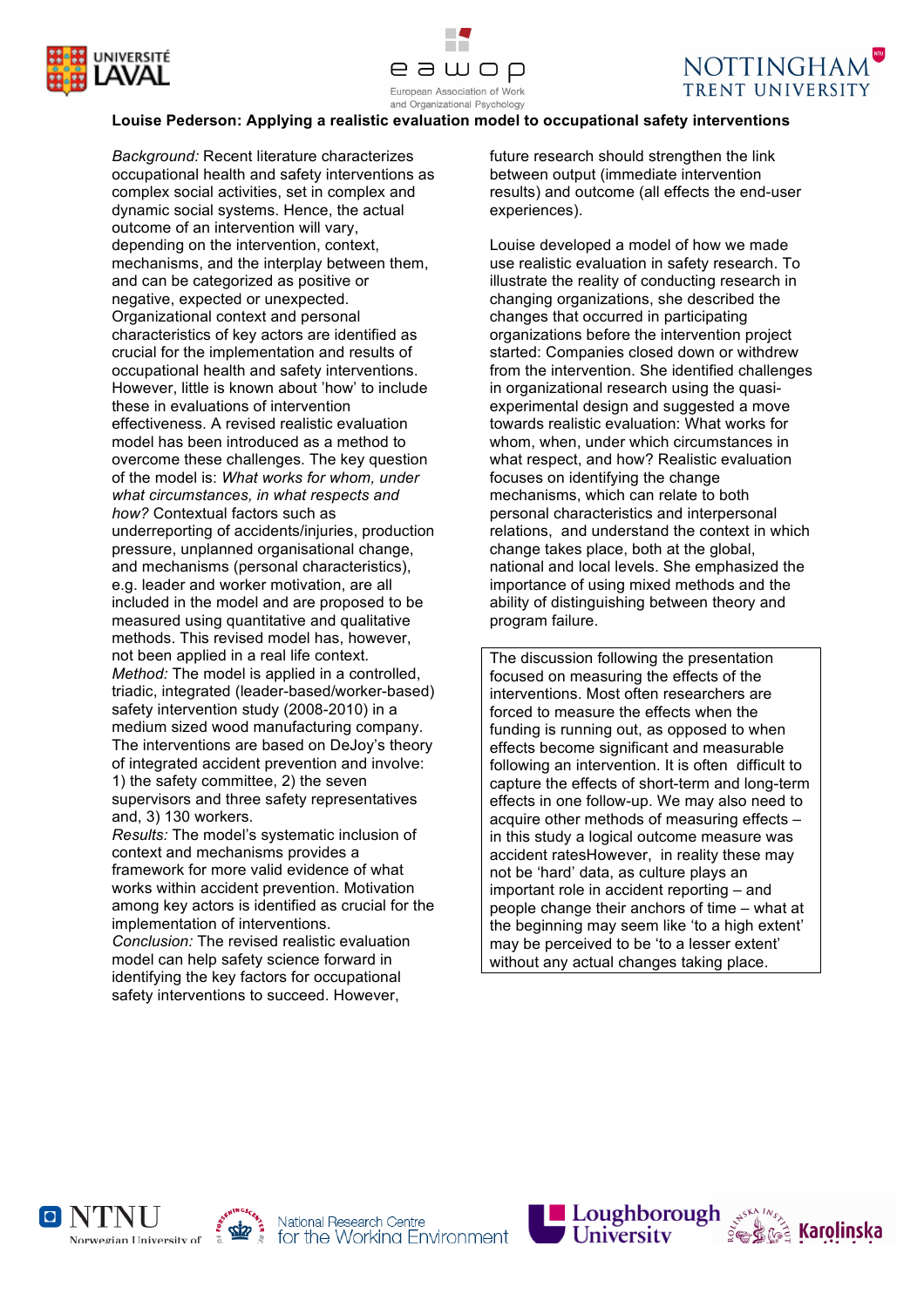**Louise Pederson: Applying a realistic evaluation model to occupational safety interventions**

*Background:* Recent literature characterizes occupational health and safety interventions as complex social activities, set in complex and dynamic social systems. Hence, the actual outcome of an intervention will vary, depending on the intervention, context, mechanisms, and the interplay between them, and can be categorized as positive or negative, expected or unexpected. Organizational context and personal characteristics of key actors are identified as crucial for the implementation and results of occupational health and safety interventions. However, little is known about 'how' to include these in evaluations of intervention effectiveness. A revised realistic evaluation model has been introduced as a method to overcome these challenges. The key question of the model is: *What works for whom, under what circumstances, in what respects and how?* Contextual factors such as underreporting of accidents/injuries, production pressure, unplanned organisational change, and mechanisms (personal characteristics), e.g. leader and worker motivation, are all included in the model and are proposed to be measured using quantitative and qualitative methods. This revised model has, however, not been applied in a real life context.
*Method:* The model is applied in a controlled, triadic, integrated (leader-based/worker-based) safety intervention study (2008-2010) in a medium sized wood manufacturing company. The interventions are based on DeJoy's theory of integrated accident prevention and involve: 1) the safety committee, 2) the seven supervisors and three safety representatives and, 3) 130 workers.
*Results:* The model's systematic inclusion of context and mechanisms provides a framework for more valid evidence of what works within accident prevention. Motivation among key actors is identified as crucial for the implementation of interventions.
*Conclusion:* The revised realistic evaluation model can help safety science forward in identifying the key factors for occupational safety interventions to succeed. However, future research should strengthen the link between output (immediate intervention results) and outcome (all effects the end-user experiences).

Louise developed a model of how we made use realistic evaluation in safety research. To illustrate the reality of conducting research in changing organizations, she described the changes that occurred in participating organizations before the intervention project started: Companies closed down or withdrew from the intervention. She identified challenges in organizational research using the quasi-experimental design and suggested a move towards realistic evaluation: What works for whom, when, under which circumstances in what respect, and how? Realistic evaluation focuses on identifying the change mechanisms, which can relate to both personal characteristics and interpersonal relations, and understand the context in which change takes place, both at the global, national and local levels. She emphasized the importance of using mixed methods and the ability of distinguishing between theory and program failure.

The discussion following the presentation focused on measuring the effects of the interventions. Most often researchers are forced to measure the effects when the funding is running out, as opposed to when effects become significant and measurable following an intervention. It is often difficult to capture the effects of short-term and long-term effects in one follow-up. We may also need to acquire other methods of measuring effects – in this study a logical outcome measure was accident ratesHowever, in reality these may not be 'hard' data, as culture plays an important role in accident reporting – and people change their anchors of time – what at the beginning may seem like 'to a high extent' may be perceived to be 'to a lesser extent' without any actual changes taking place.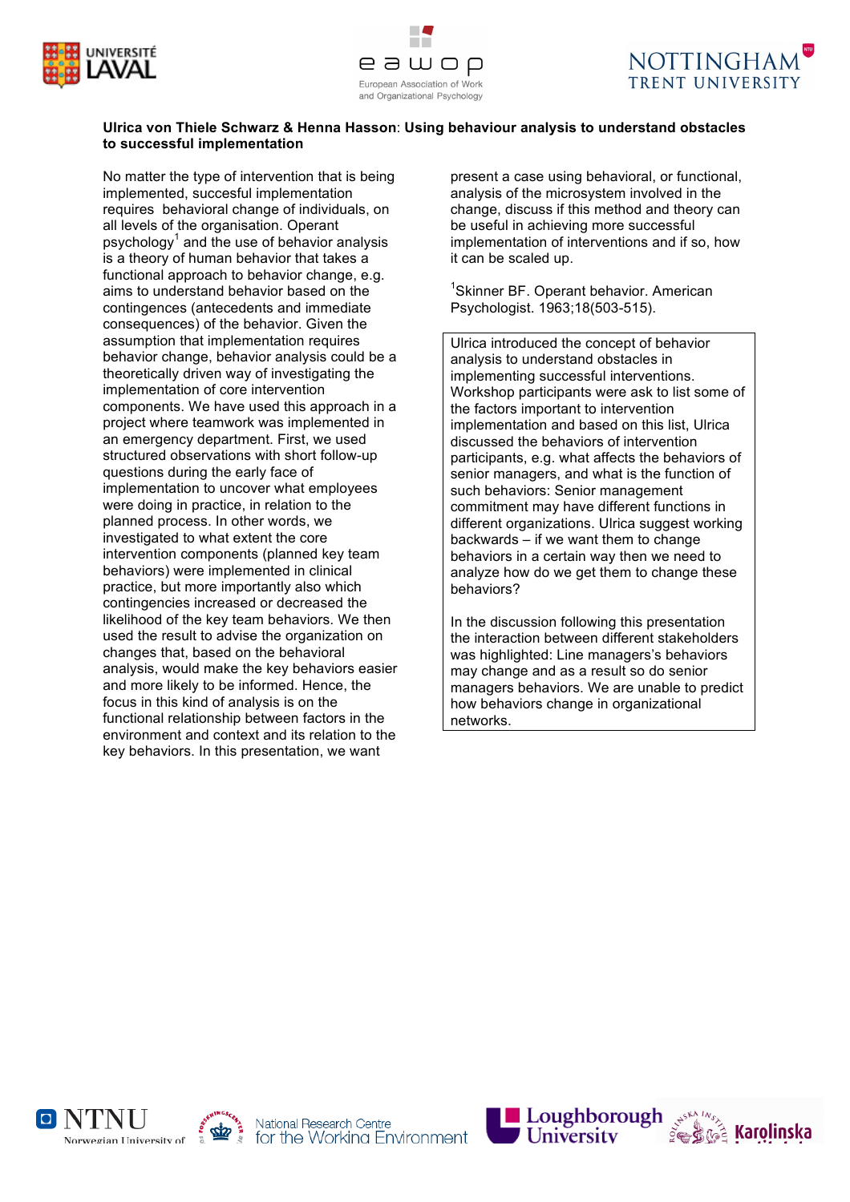**Ulrica von Thiele Schwarz & Henna Hasson**: **Using behaviour analysis to understand obstacles to successful implementation**

No matter the type of intervention that is being implemented, succesful implementation requires behavioral change of individuals, on all levels of the organisation. Operant psychology[1] and the use of behavior analysis is a theory of human behavior that takes a functional approach to behavior change, e.g. aims to understand behavior based on the contingences (antecedents and immediate consequences) of the behavior. Given the assumption that implementation requires behavior change, behavior analysis could be a theoretically driven way of investigating the implementation of core intervention components. We have used this approach in a project where teamwork was implemented in an emergency department. First, we used structured observations with short follow-up questions during the early face of implementation to uncover what employees were doing in practice, in relation to the planned process. In other words, we investigated to what extent the core intervention components (planned key team behaviors) were implemented in clinical practice, but more importantly also which contingencies increased or decreased the likelihood of the key team behaviors. We then used the result to advise the organization on changes that, based on the behavioral analysis, would make the key behaviors easier and more likely to be informed. Hence, the focus in this kind of analysis is on the functional relationship between factors in the environment and context and its relation to the key behaviors. In this presentation, we want present a case using behavioral, or functional, analysis of the microsystem involved in the change, discuss if this method and theory can be useful in achieving more successful implementation of interventions and if so, how it can be scaled up.

[1]Skinner BF. Operant behavior. American Psychologist. 1963;18(503-515).

Ulrica introduced the concept of behavior analysis to understand obstacles in implementing successful interventions. Workshop participants were ask to list some of the factors important to intervention implementation and based on this list, Ulrica discussed the behaviors of intervention participants, e.g. what affects the behaviors of senior managers, and what is the function of such behaviors: Senior management commitment may have different functions in different organizations. Ulrica suggest working backwards – if we want them to change behaviors in a certain way then we need to analyze how do we get them to change these behaviors?

In the discussion following this presentation the interaction between different stakeholders was highlighted: Line managers's behaviors may change and as a result so do senior managers behaviors. We are unable to predict how behaviors change in organizational networks.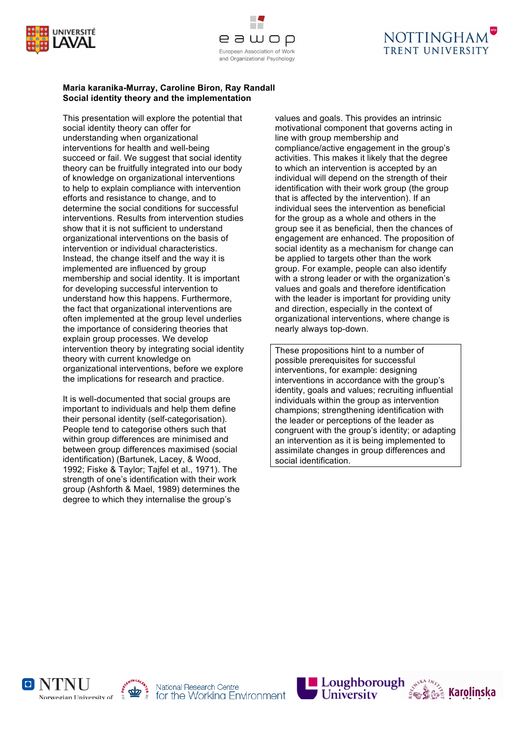**Maria karanika-Murray, Caroline Biron, Ray Randall**
**Social identity theory and the implementation**

This presentation will explore the potential that social identity theory can offer for understanding when organizational interventions for health and well-being succeed or fail. We suggest that social identity theory can be fruitfully integrated into our body of knowledge on organizational interventions to help to explain compliance with intervention efforts and resistance to change, and to determine the social conditions for successful interventions. Results from intervention studies show that it is not sufficient to understand organizational interventions on the basis of intervention or individual characteristics. Instead, the change itself and the way it is implemented are influenced by group membership and social identity. It is important for developing successful intervention to understand how this happens. Furthermore, the fact that organizational interventions are often implemented at the group level underlies the importance of considering theories that explain group processes. We develop intervention theory by integrating social identity theory with current knowledge on organizational interventions, before we explore the implications for research and practice.

It is well-documented that social groups are important to individuals and help them define their personal identity (self-categorisation). People tend to categorise others such that within group differences are minimised and between group differences maximised (social identification) (Bartunek, Lacey, & Wood, 1992; Fiske & Taylor; Tajfel et al., 1971). The strength of one's identification with their work group (Ashforth & Mael, 1989) determines the degree to which they internalise the group's values and goals. This provides an intrinsic motivational component that governs acting in line with group membership and compliance/active engagement in the group's activities. This makes it likely that the degree to which an intervention is accepted by an individual will depend on the strength of their identification with their work group (the group that is affected by the intervention). If an individual sees the intervention as beneficial for the group as a whole and others in the group see it as beneficial, then the chances of engagement are enhanced. The proposition of social identity as a mechanism for change can be applied to targets other than the work group. For example, people can also identify with a strong leader or with the organization's values and goals and therefore identification with the leader is important for providing unity and direction, especially in the context of organizational interventions, where change is nearly always top-down.

These propositions hint to a number of possible prerequisites for successful interventions, for example: designing interventions in accordance with the group's identity, goals and values; recruiting influential individuals within the group as intervention champions; strengthening identification with the leader or perceptions of the leader as congruent with the group's identity; or adapting an intervention as it is being implemented to assimilate changes in group differences and social identification.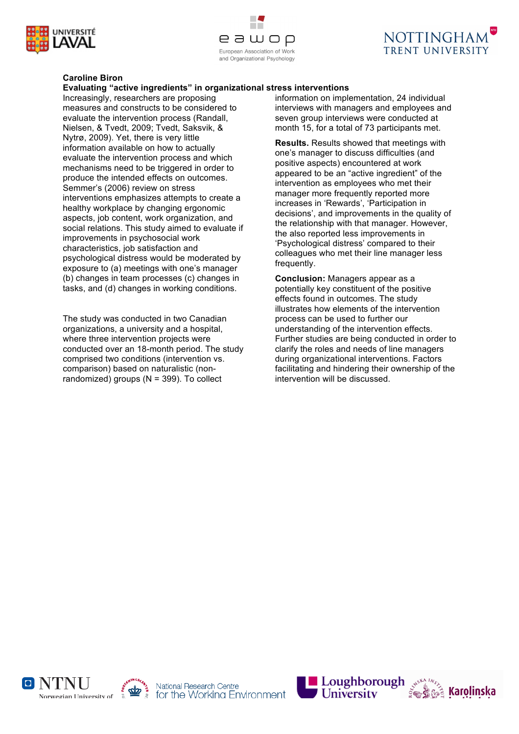**Caroline Biron**

**Evaluating "active ingredients" in organizational stress interventions**

Increasingly, researchers are proposing measures and constructs to be considered to evaluate the intervention process (Randall, Nielsen, & Tvedt, 2009; Tvedt, Saksvik, & Nytrø, 2009). Yet, there is very little information available on how to actually evaluate the intervention process and which mechanisms need to be triggered in order to produce the intended effects on outcomes. Semmer's (2006) review on stress interventions emphasizes attempts to create a healthy workplace by changing ergonomic aspects, job content, work organization, and social relations. This study aimed to evaluate if improvements in psychosocial work characteristics, job satisfaction and psychological distress would be moderated by exposure to (a) meetings with one's manager (b) changes in team processes (c) changes in tasks, and (d) changes in working conditions.

The study was conducted in two Canadian organizations, a university and a hospital, where three intervention projects were conducted over an 18-month period. The study comprised two conditions (intervention vs. comparison) based on naturalistic (non-randomized) groups (N = 399). To collect information on implementation, 24 individual interviews with managers and employees and seven group interviews were conducted at month 15, for a total of 73 participants met.

**Results.** Results showed that meetings with one's manager to discuss difficulties (and positive aspects) encountered at work appeared to be an "active ingredient" of the intervention as employees who met their manager more frequently reported more increases in 'Rewards', 'Participation in decisions', and improvements in the quality of the relationship with that manager. However, the also reported less improvements in 'Psychological distress' compared to their colleagues who met their line manager less frequently.

**Conclusion:** Managers appear as a potentially key constituent of the positive effects found in outcomes. The study illustrates how elements of the intervention process can be used to further our understanding of the intervention effects. Further studies are being conducted in order to clarify the roles and needs of line managers during organizational interventions. Factors facilitating and hindering their ownership of the intervention will be discussed.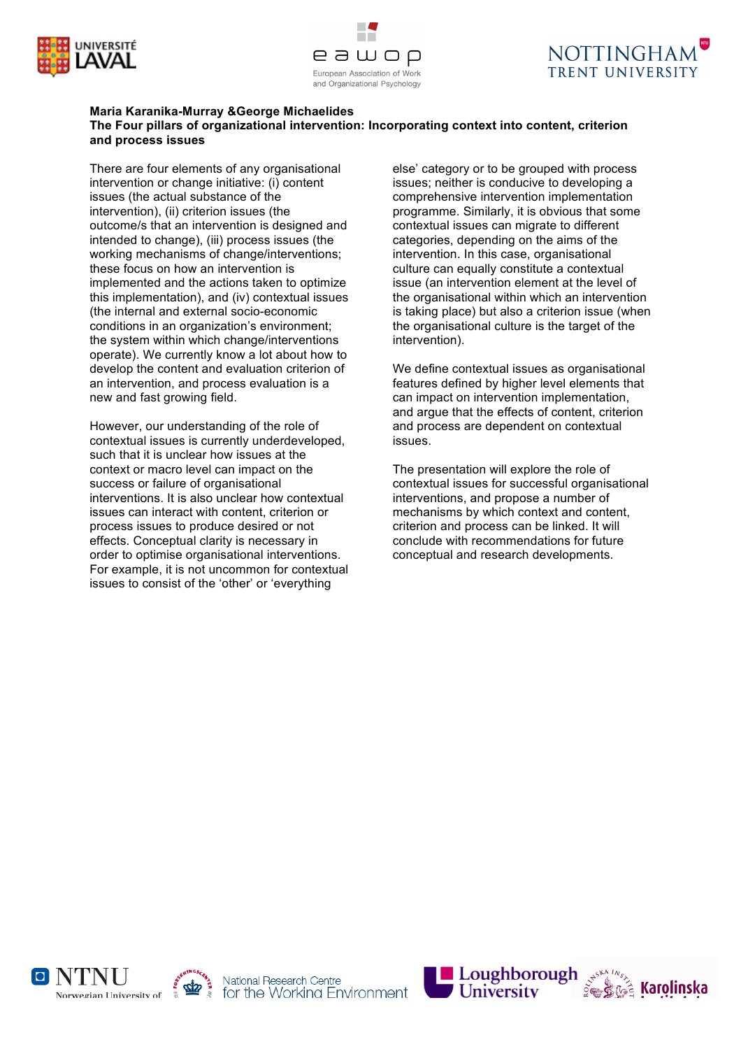**Maria Karanika-Murray &George Michaelides**
**The Four pillars of organizational intervention: Incorporating context into content, criterion and process issues**

There are four elements of any organisational intervention or change initiative: (i) content issues (the actual substance of the intervention), (ii) criterion issues (the outcome/s that an intervention is designed and intended to change), (iii) process issues (the working mechanisms of change/interventions; these focus on how an intervention is implemented and the actions taken to optimize this implementation), and (iv) contextual issues (the internal and external socio-economic conditions in an organization's environment; the system within which change/interventions operate). We currently know a lot about how to develop the content and evaluation criterion of an intervention, and process evaluation is a new and fast growing field.

However, our understanding of the role of contextual issues is currently underdeveloped, such that it is unclear how issues at the context or macro level can impact on the success or failure of organisational interventions. It is also unclear how contextual issues can interact with content, criterion or process issues to produce desired or not effects. Conceptual clarity is necessary in order to optimise organisational interventions. For example, it is not uncommon for contextual issues to consist of the 'other' or 'everything else' category or to be grouped with process issues; neither is conducive to developing a comprehensive intervention implementation programme. Similarly, it is obvious that some contextual issues can migrate to different categories, depending on the aims of the intervention. In this case, organisational culture can equally constitute a contextual issue (an intervention element at the level of the organisational within which an intervention is taking place) but also a criterion issue (when the organisational culture is the target of the intervention).

We define contextual issues as organisational features defined by higher level elements that can impact on intervention implementation, and argue that the effects of content, criterion and process are dependent on contextual issues.

The presentation will explore the role of contextual issues for successful organisational interventions, and propose a number of mechanisms by which context and content, criterion and process can be linked. It will conclude with recommendations for future conceptual and research developments.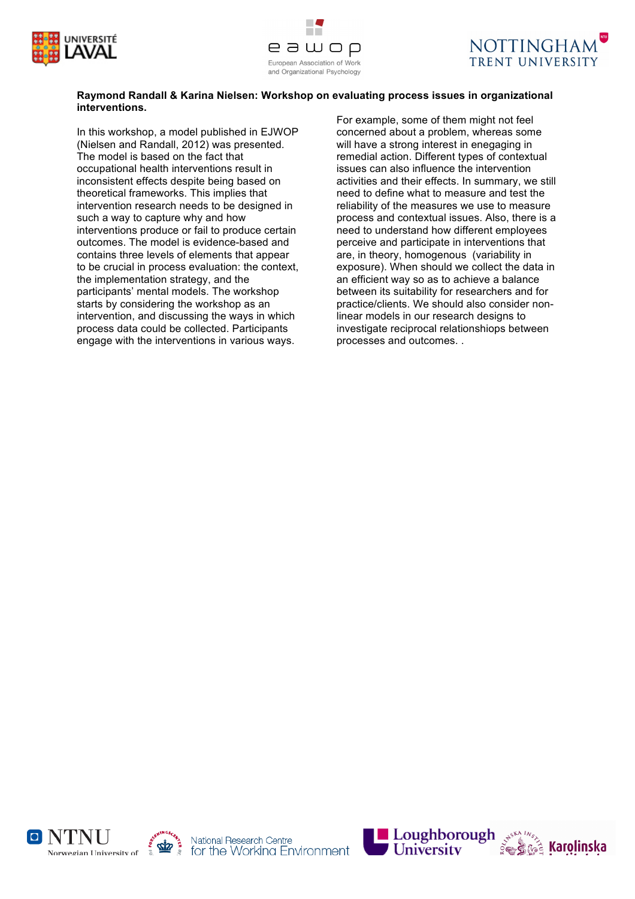**Raymond Randall & Karina Nielsen: Workshop on evaluating process issues in organizational interventions.**

In this workshop, a model published in EJWOP (Nielsen and Randall, 2012) was presented. The model is based on the fact that occupational health interventions result in inconsistent effects despite being based on theoretical frameworks. This implies that intervention research needs to be designed in such a way to capture why and how interventions produce or fail to produce certain outcomes. The model is evidence-based and contains three levels of elements that appear to be crucial in process evaluation: the context, the implementation strategy, and the participants' mental models. The workshop starts by considering the workshop as an intervention, and discussing the ways in which process data could be collected. Participants engage with the interventions in various ways. For example, some of them might not feel concerned about a problem, whereas some will have a strong interest in engaging in remedial action. Different types of contextual issues can also influence the intervention activities and their effects. In summary, we still need to define what to measure and test the reliability of the measures we use to measure process and contextual issues. Also, there is a need to understand how different employees perceive and participate in interventions that are, in theory, homogenous  (variability in exposure). When should we collect the data in an efficient way so as to achieve a balance between its suitability for researchers and for practice/clients. We should also consider non-linear models in our research designs to investigate reciprocal relationshiops between processes and outcomes. .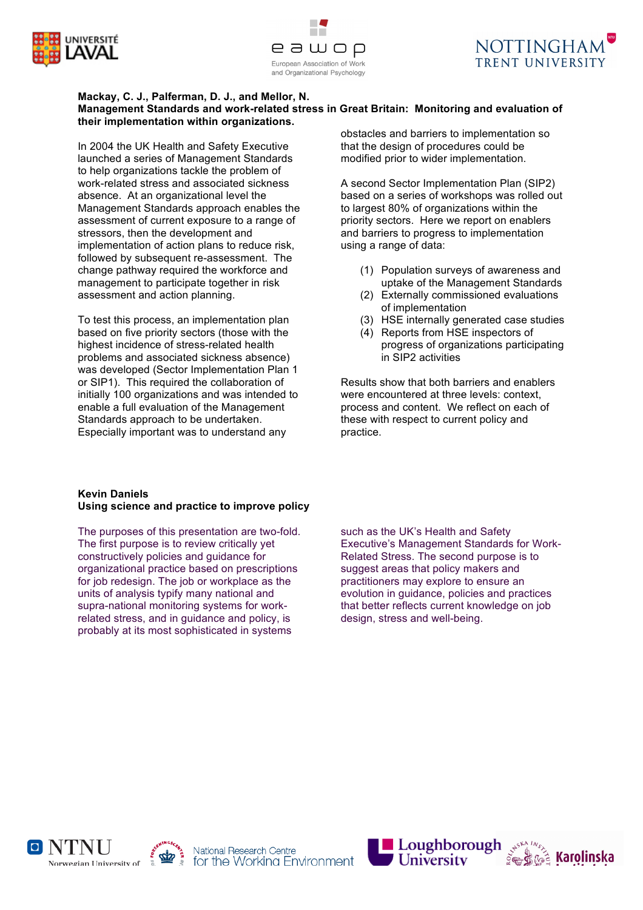**Mackay, C. J., Palferman, D. J., and Mellor, N.**
**Management Standards and work-related stress in Great Britain: Monitoring and evaluation of their implementation within organizations.**

In 2004 the UK Health and Safety Executive launched a series of Management Standards to help organizations tackle the problem of work-related stress and associated sickness absence. At an organizational level the Management Standards approach enables the assessment of current exposure to a range of stressors, then the development and implementation of action plans to reduce risk, followed by subsequent re-assessment. The change pathway required the workforce and management to participate together in risk assessment and action planning.

To test this process, an implementation plan based on five priority sectors (those with the highest incidence of stress-related health problems and associated sickness absence) was developed (Sector Implementation Plan 1 or SIP1). This required the collaboration of initially 100 organizations and was intended to enable a full evaluation of the Management Standards approach to be undertaken. Especially important was to understand any obstacles and barriers to implementation so that the design of procedures could be modified prior to wider implementation.

A second Sector Implementation Plan (SIP2) based on a series of workshops was rolled out to largest 80% of organizations within the priority sectors. Here we report on enablers and barriers to progress to implementation using a range of data:

(1) Population surveys of awareness and uptake of the Management Standards
(2) Externally commissioned evaluations of implementation
(3) HSE internally generated case studies
(4) Reports from HSE inspectors of progress of organizations participating in SIP2 activities

Results show that both barriers and enablers were encountered at three levels: context, process and content. We reflect on each of these with respect to current policy and practice.

**Kevin Daniels**
**Using science and practice to improve policy**

The purposes of this presentation are two-fold. The first purpose is to review critically yet constructively policies and guidance for organizational practice based on prescriptions for job redesign. The job or workplace as the units of analysis typify many national and supra-national monitoring systems for work-related stress, and in guidance and policy, is probably at its most sophisticated in systems such as the UK's Health and Safety Executive's Management Standards for Work-Related Stress. The second purpose is to suggest areas that policy makers and practitioners may explore to ensure an evolution in guidance, policies and practices that better reflects current knowledge on job design, stress and well-being.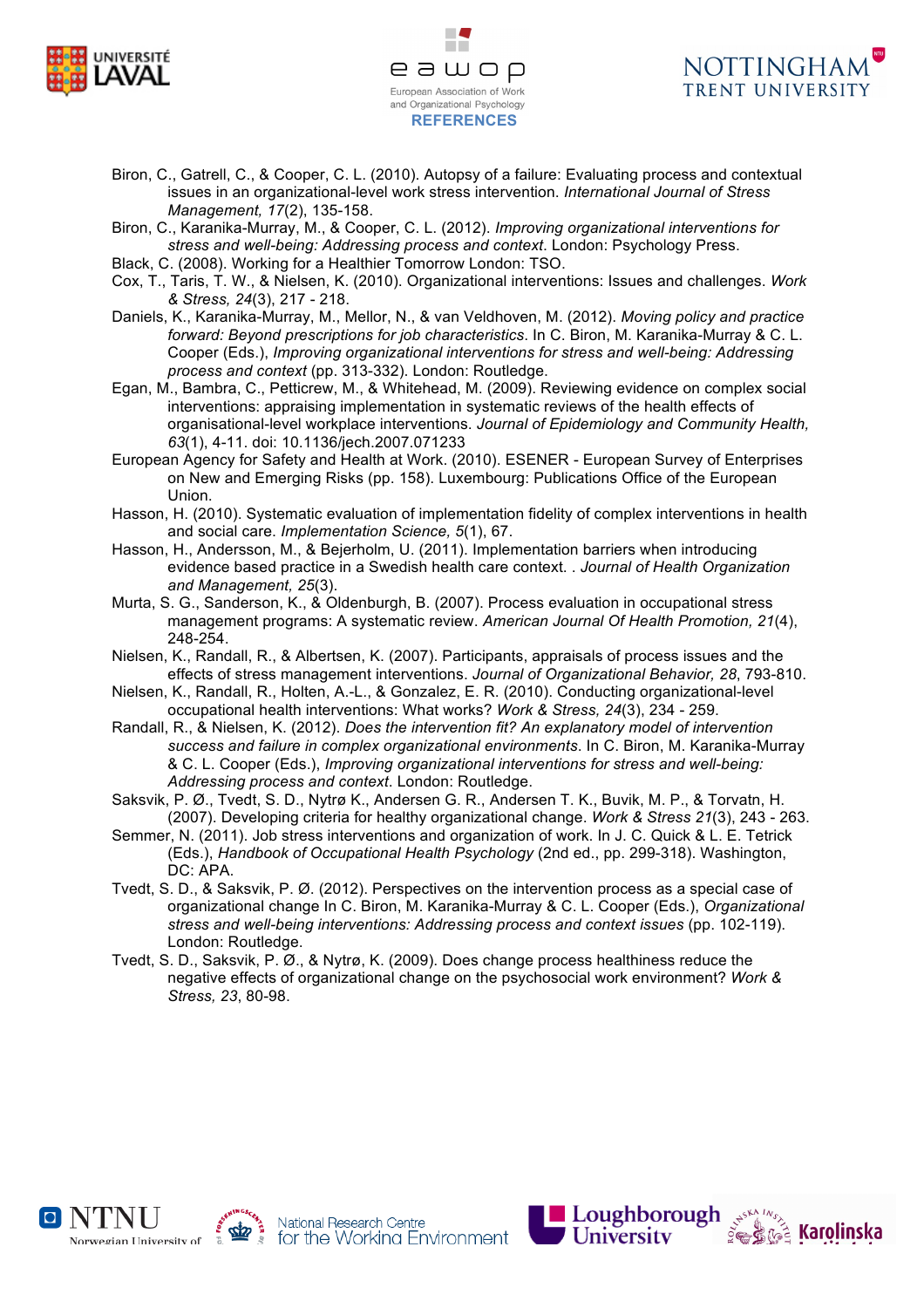# REFERENCES

Biron, C., Gatrell, C., & Cooper, C. L. (2010). Autopsy of a failure: Evaluating process and contextual issues in an organizational-level work stress intervention. *International Journal of Stress Management, 17*(2), 135-158.

Biron, C., Karanika-Murray, M., & Cooper, C. L. (2012). *Improving organizational interventions for stress and well-being: Addressing process and context*. London: Psychology Press.

Black, C. (2008). Working for a Healthier Tomorrow London: TSO.

Cox, T., Taris, T. W., & Nielsen, K. (2010). Organizational interventions: Issues and challenges. *Work & Stress, 24*(3), 217 - 218.

Daniels, K., Karanika-Murray, M., Mellor, N., & van Veldhoven, M. (2012). *Moving policy and practice forward: Beyond prescriptions for job characteristics*. In C. Biron, M. Karanika-Murray & C. L. Cooper (Eds.), *Improving organizational interventions for stress and well-being: Addressing process and context* (pp. 313-332). London: Routledge.

Egan, M., Bambra, C., Petticrew, M., & Whitehead, M. (2009). Reviewing evidence on complex social interventions: appraising implementation in systematic reviews of the health effects of organisational-level workplace interventions. *Journal of Epidemiology and Community Health, 63*(1), 4-11. doi: 10.1136/jech.2007.071233

European Agency for Safety and Health at Work. (2010). ESENER - European Survey of Enterprises on New and Emerging Risks (pp. 158). Luxembourg: Publications Office of the European Union.

Hasson, H. (2010). Systematic evaluation of implementation fidelity of complex interventions in health and social care. *Implementation Science, 5*(1), 67.

Hasson, H., Andersson, M., & Bejerholm, U. (2011). Implementation barriers when introducing evidence based practice in a Swedish health care context. . *Journal of Health Organization and Management, 25*(3).

Murta, S. G., Sanderson, K., & Oldenburgh, B. (2007). Process evaluation in occupational stress management programs: A systematic review. *American Journal Of Health Promotion, 21*(4), 248-254.

Nielsen, K., Randall, R., & Albertsen, K. (2007). Participants, appraisals of process issues and the effects of stress management interventions. *Journal of Organizational Behavior, 28*, 793-810.

Nielsen, K., Randall, R., Holten, A.-L., & Gonzalez, E. R. (2010). Conducting organizational-level occupational health interventions: What works? *Work & Stress, 24*(3), 234 - 259.

Randall, R., & Nielsen, K. (2012). *Does the intervention fit? An explanatory model of intervention success and failure in complex organizational environments*. In C. Biron, M. Karanika-Murray & C. L. Cooper (Eds.), *Improving organizational interventions for stress and well-being: Addressing process and context*. London: Routledge.

Saksvik, P. Ø., Tvedt, S. D., Nytrø K., Andersen G. R., Andersen T. K., Buvik, M. P., & Torvatn, H. (2007). Developing criteria for healthy organizational change. *Work & Stress 21*(3), 243 - 263.

Semmer, N. (2011). Job stress interventions and organization of work. In J. C. Quick & L. E. Tetrick (Eds.), *Handbook of Occupational Health Psychology* (2nd ed., pp. 299-318). Washington, DC: APA.

Tvedt, S. D., & Saksvik, P. Ø. (2012). Perspectives on the intervention process as a special case of organizational change In C. Biron, M. Karanika-Murray & C. L. Cooper (Eds.), *Organizational stress and well-being interventions: Addressing process and context issues* (pp. 102-119). London: Routledge.

Tvedt, S. D., Saksvik, P. Ø., & Nytrø, K. (2009). Does change process healthiness reduce the negative effects of organizational change on the psychosocial work environment? *Work & Stress, 23*, 80-98.